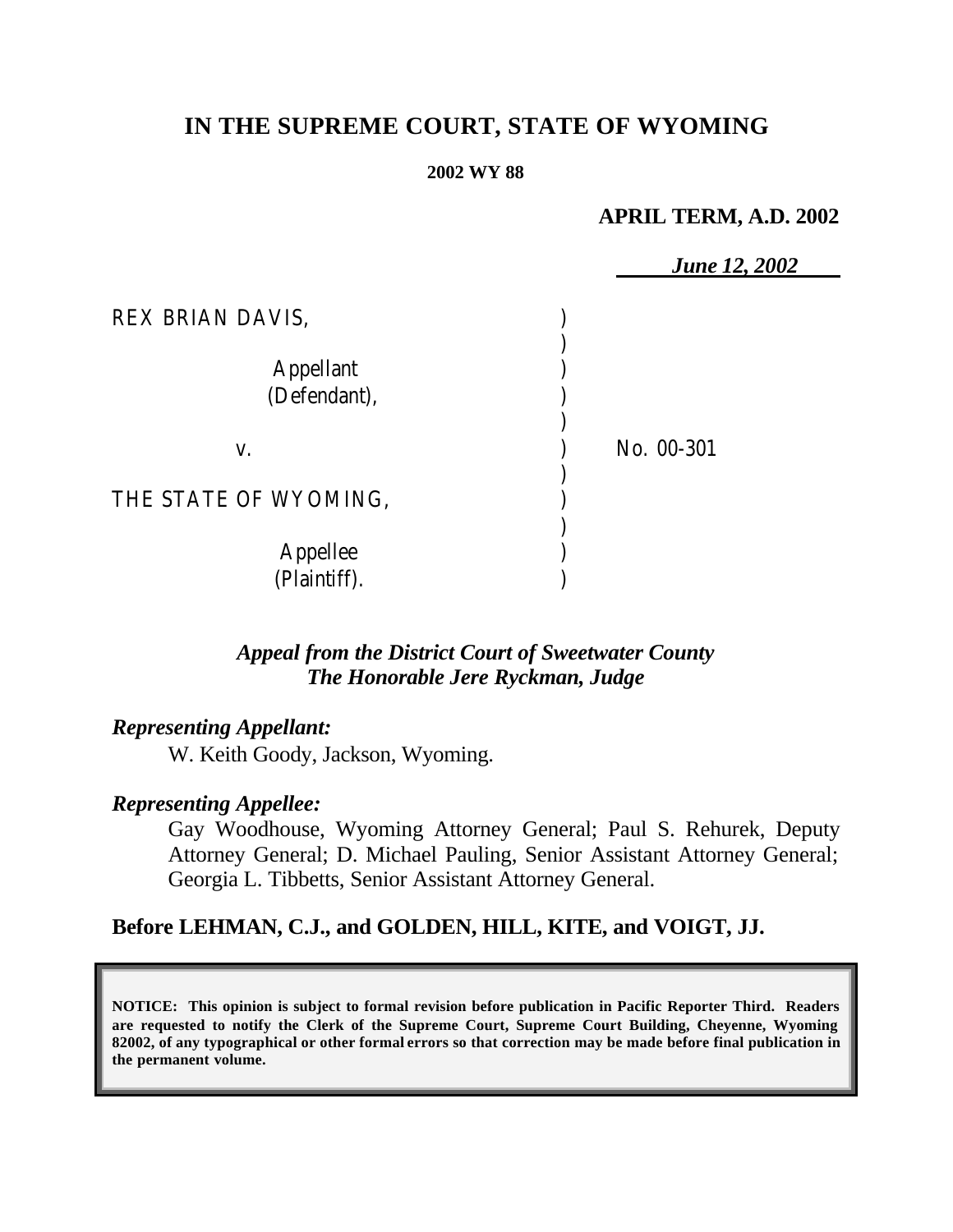# IN THE SUPREME COURT, STATE OF WYOMING

**2002 WY 88**

**APRIL TERM, A.D. 2002**

***June 12, 2002***

| | | |
|---|---|---|
| REX BRIAN DAVIS, | ) | |
| | ) | |
| Appellant | ) | |
| (Defendant), | ) | |
| | ) | |
| v. | ) | No. 00-301 |
| | ) | |
| THE STATE OF WYOMING, | ) | |
| | ) | |
| Appellee | ) | |
| (Plaintiff). | ) | |

***Appeal from the District Court of Sweetwater County***
***The Honorable Jere Ryckman, Judge***

***Representing Appellant:***

W. Keith Goody, Jackson, Wyoming.

***Representing Appellee:***

Gay Woodhouse, Wyoming Attorney General; Paul S. Rehurek, Deputy Attorney General; D. Michael Pauling, Senior Assistant Attorney General; Georgia L. Tibbetts, Senior Assistant Attorney General.

**Before LEHMAN, C.J., and GOLDEN, HILL, KITE, and VOIGT, JJ.**

**NOTICE: This opinion is subject to formal revision before publication in Pacific Reporter Third. Readers are requested to notify the Clerk of the Supreme Court, Supreme Court Building, Cheyenne, Wyoming 82002, of any typographical or other formal errors so that correction may be made before final publication in the permanent volume.**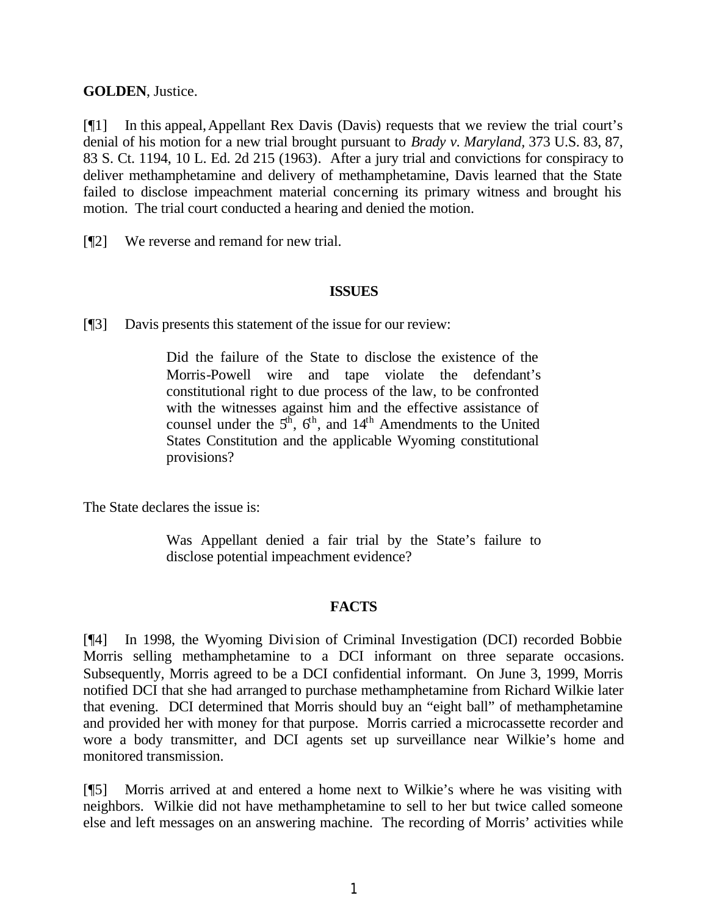**GOLDEN**, Justice.

[¶1] In this appeal, Appellant Rex Davis (Davis) requests that we review the trial court's denial of his motion for a new trial brought pursuant to *Brady v. Maryland*, 373 U.S. 83, 87, 83 S. Ct. 1194, 10 L. Ed. 2d 215 (1963). After a jury trial and convictions for conspiracy to deliver methamphetamine and delivery of methamphetamine, Davis learned that the State failed to disclose impeachment material concerning its primary witness and brought his motion. The trial court conducted a hearing and denied the motion.

[¶2] We reverse and remand for new trial.

## ISSUES

[¶3] Davis presents this statement of the issue for our review:

> Did the failure of the State to disclose the existence of the Morris-Powell wire and tape violate the defendant's constitutional right to due process of the law, to be confronted with the witnesses against him and the effective assistance of counsel under the 5th, 6th, and 14th Amendments to the United States Constitution and the applicable Wyoming constitutional provisions?

The State declares the issue is:

> Was Appellant denied a fair trial by the State's failure to disclose potential impeachment evidence?

## FACTS

[¶4] In 1998, the Wyoming Division of Criminal Investigation (DCI) recorded Bobbie Morris selling methamphetamine to a DCI informant on three separate occasions. Subsequently, Morris agreed to be a DCI confidential informant. On June 3, 1999, Morris notified DCI that she had arranged to purchase methamphetamine from Richard Wilkie later that evening. DCI determined that Morris should buy an "eight ball" of methamphetamine and provided her with money for that purpose. Morris carried a microcassette recorder and wore a body transmitter, and DCI agents set up surveillance near Wilkie's home and monitored transmission.

[¶5] Morris arrived at and entered a home next to Wilkie's where he was visiting with neighbors. Wilkie did not have methamphetamine to sell to her but twice called someone else and left messages on an answering machine. The recording of Morris' activities while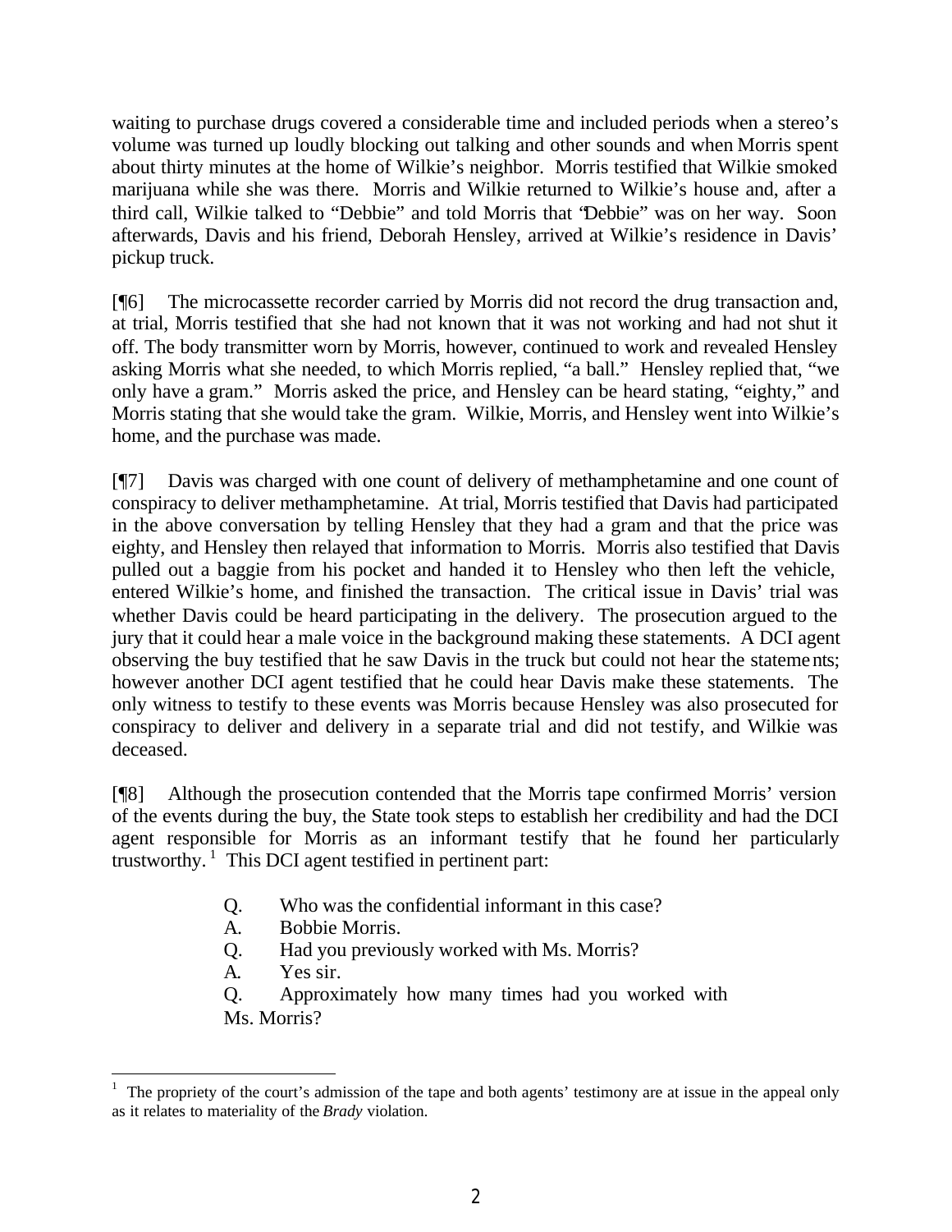waiting to purchase drugs covered a considerable time and included periods when a stereo's volume was turned up loudly blocking out talking and other sounds and when Morris spent about thirty minutes at the home of Wilkie's neighbor. Morris testified that Wilkie smoked marijuana while she was there. Morris and Wilkie returned to Wilkie's house and, after a third call, Wilkie talked to "Debbie" and told Morris that "Debbie" was on her way. Soon afterwards, Davis and his friend, Deborah Hensley, arrived at Wilkie's residence in Davis' pickup truck.

[¶6] The microcassette recorder carried by Morris did not record the drug transaction and, at trial, Morris testified that she had not known that it was not working and had not shut it off. The body transmitter worn by Morris, however, continued to work and revealed Hensley asking Morris what she needed, to which Morris replied, "a ball." Hensley replied that, "we only have a gram." Morris asked the price, and Hensley can be heard stating, "eighty," and Morris stating that she would take the gram. Wilkie, Morris, and Hensley went into Wilkie's home, and the purchase was made.

[¶7] Davis was charged with one count of delivery of methamphetamine and one count of conspiracy to deliver methamphetamine. At trial, Morris testified that Davis had participated in the above conversation by telling Hensley that they had a gram and that the price was eighty, and Hensley then relayed that information to Morris. Morris also testified that Davis pulled out a baggie from his pocket and handed it to Hensley who then left the vehicle, entered Wilkie's home, and finished the transaction. The critical issue in Davis' trial was whether Davis could be heard participating in the delivery. The prosecution argued to the jury that it could hear a male voice in the background making these statements. A DCI agent observing the buy testified that he saw Davis in the truck but could not hear the statements; however another DCI agent testified that he could hear Davis make these statements. The only witness to testify to these events was Morris because Hensley was also prosecuted for conspiracy to deliver and delivery in a separate trial and did not testify, and Wilkie was deceased.

[¶8] Although the prosecution contended that the Morris tape confirmed Morris' version of the events during the buy, the State took steps to establish her credibility and had the DCI agent responsible for Morris as an informant testify that he found her particularly trustworthy.[1] This DCI agent testified in pertinent part:

> Q. Who was the confidential informant in this case?
> A. Bobbie Morris.
> Q. Had you previously worked with Ms. Morris?
> A. Yes sir.
> Q. Approximately how many times had you worked with Ms. Morris?

[1] The propriety of the court's admission of the tape and both agents' testimony are at issue in the appeal only as it relates to materiality of the *Brady* violation.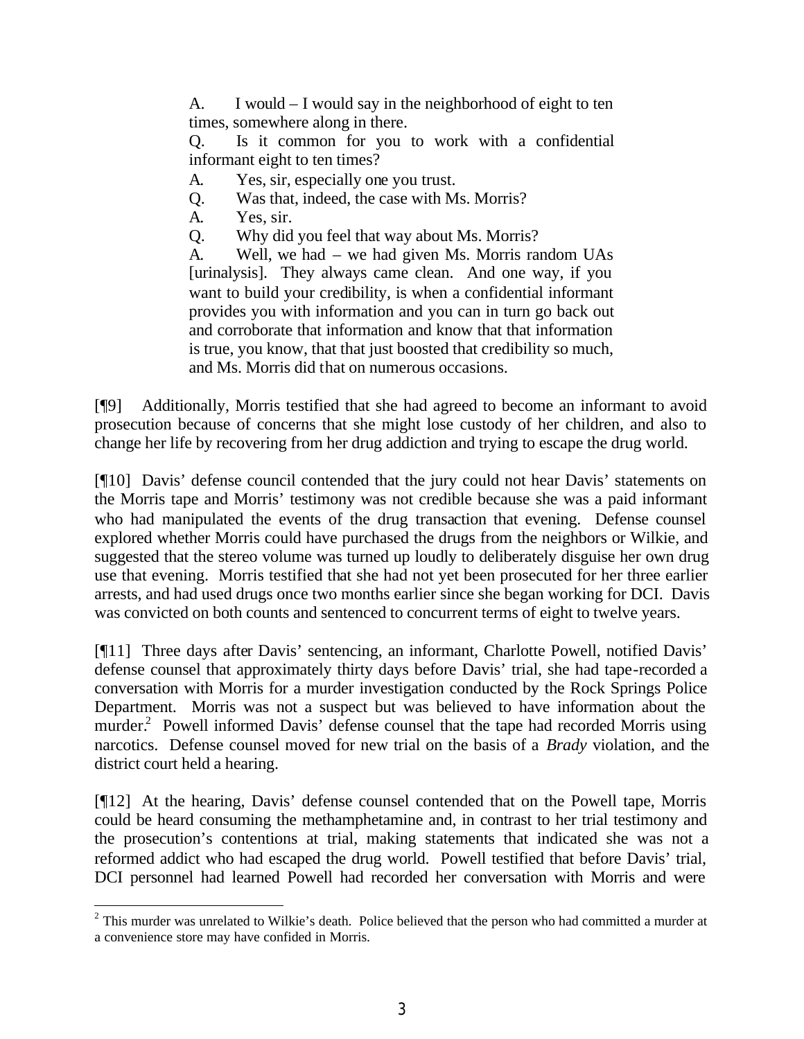> A. I would – I would say in the neighborhood of eight to ten times, somewhere along in there.
>
> Q. Is it common for you to work with a confidential informant eight to ten times?
>
> A. Yes, sir, especially one you trust.
>
> Q. Was that, indeed, the case with Ms. Morris?
>
> A. Yes, sir.
>
> Q. Why did you feel that way about Ms. Morris?
>
> A. Well, we had – we had given Ms. Morris random UAs [urinalysis]. They always came clean. And one way, if you want to build your credibility, is when a confidential informant provides you with information and you can in turn go back out and corroborate that information and know that that information is true, you know, that that just boosted that credibility so much, and Ms. Morris did that on numerous occasions.

[¶9] Additionally, Morris testified that she had agreed to become an informant to avoid prosecution because of concerns that she might lose custody of her children, and also to change her life by recovering from her drug addiction and trying to escape the drug world.

[¶10] Davis' defense council contended that the jury could not hear Davis' statements on the Morris tape and Morris' testimony was not credible because she was a paid informant who had manipulated the events of the drug transaction that evening. Defense counsel explored whether Morris could have purchased the drugs from the neighbors or Wilkie, and suggested that the stereo volume was turned up loudly to deliberately disguise her own drug use that evening. Morris testified that she had not yet been prosecuted for her three earlier arrests, and had used drugs once two months earlier since she began working for DCI. Davis was convicted on both counts and sentenced to concurrent terms of eight to twelve years.

[¶11] Three days after Davis' sentencing, an informant, Charlotte Powell, notified Davis' defense counsel that approximately thirty days before Davis' trial, she had tape-recorded a conversation with Morris for a murder investigation conducted by the Rock Springs Police Department. Morris was not a suspect but was believed to have information about the murder.[2] Powell informed Davis' defense counsel that the tape had recorded Morris using narcotics. Defense counsel moved for new trial on the basis of a *Brady* violation, and the district court held a hearing.

[¶12] At the hearing, Davis' defense counsel contended that on the Powell tape, Morris could be heard consuming the methamphetamine and, in contrast to her trial testimony and the prosecution's contentions at trial, making statements that indicated she was not a reformed addict who had escaped the drug world. Powell testified that before Davis' trial, DCI personnel had learned Powell had recorded her conversation with Morris and were

---

[2] This murder was unrelated to Wilkie's death. Police believed that the person who had committed a murder at a convenience store may have confided in Morris.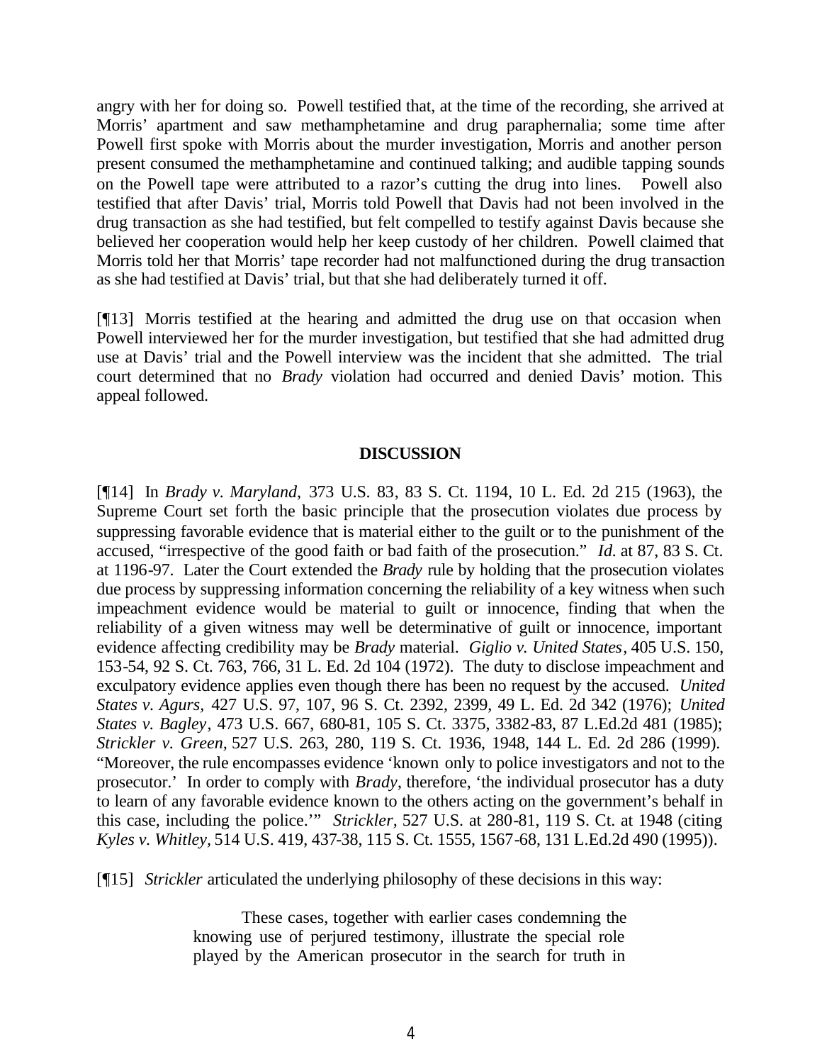angry with her for doing so. Powell testified that, at the time of the recording, she arrived at Morris' apartment and saw methamphetamine and drug paraphernalia; some time after Powell first spoke with Morris about the murder investigation, Morris and another person present consumed the methamphetamine and continued talking; and audible tapping sounds on the Powell tape were attributed to a razor's cutting the drug into lines. Powell also testified that after Davis' trial, Morris told Powell that Davis had not been involved in the drug transaction as she had testified, but felt compelled to testify against Davis because she believed her cooperation would help her keep custody of her children. Powell claimed that Morris told her that Morris' tape recorder had not malfunctioned during the drug transaction as she had testified at Davis' trial, but that she had deliberately turned it off.

[¶13] Morris testified at the hearing and admitted the drug use on that occasion when Powell interviewed her for the murder investigation, but testified that she had admitted drug use at Davis' trial and the Powell interview was the incident that she admitted. The trial court determined that no *Brady* violation had occurred and denied Davis' motion. This appeal followed.

## DISCUSSION

[¶14] In *Brady v. Maryland*, 373 U.S. 83, 83 S. Ct. 1194, 10 L. Ed. 2d 215 (1963), the Supreme Court set forth the basic principle that the prosecution violates due process by suppressing favorable evidence that is material either to the guilt or to the punishment of the accused, "irrespective of the good faith or bad faith of the prosecution." *Id.* at 87, 83 S. Ct. at 1196-97. Later the Court extended the *Brady* rule by holding that the prosecution violates due process by suppressing information concerning the reliability of a key witness when such impeachment evidence would be material to guilt or innocence, finding that when the reliability of a given witness may well be determinative of guilt or innocence, important evidence affecting credibility may be *Brady* material. *Giglio v. United States*, 405 U.S. 150, 153-54, 92 S. Ct. 763, 766, 31 L. Ed. 2d 104 (1972). The duty to disclose impeachment and exculpatory evidence applies even though there has been no request by the accused. *United States v. Agurs*, 427 U.S. 97, 107, 96 S. Ct. 2392, 2399, 49 L. Ed. 2d 342 (1976); *United States v. Bagley*, 473 U.S. 667, 680-81, 105 S. Ct. 3375, 3382-83, 87 L.Ed.2d 481 (1985); *Strickler v. Green,* 527 U.S. 263, 280, 119 S. Ct. 1936, 1948, 144 L. Ed. 2d 286 (1999). "Moreover, the rule encompasses evidence 'known only to police investigators and not to the prosecutor.' In order to comply with *Brady*, therefore, 'the individual prosecutor has a duty to learn of any favorable evidence known to the others acting on the government's behalf in this case, including the police.'" *Strickler*, 527 U.S. at 280-81, 119 S. Ct. at 1948 (citing *Kyles v. Whitley,* 514 U.S. 419, 437-38, 115 S. Ct. 1555, 1567-68, 131 L.Ed.2d 490 (1995)).

[¶15] *Strickler* articulated the underlying philosophy of these decisions in this way:

> These cases, together with earlier cases condemning the knowing use of perjured testimony, illustrate the special role played by the American prosecutor in the search for truth in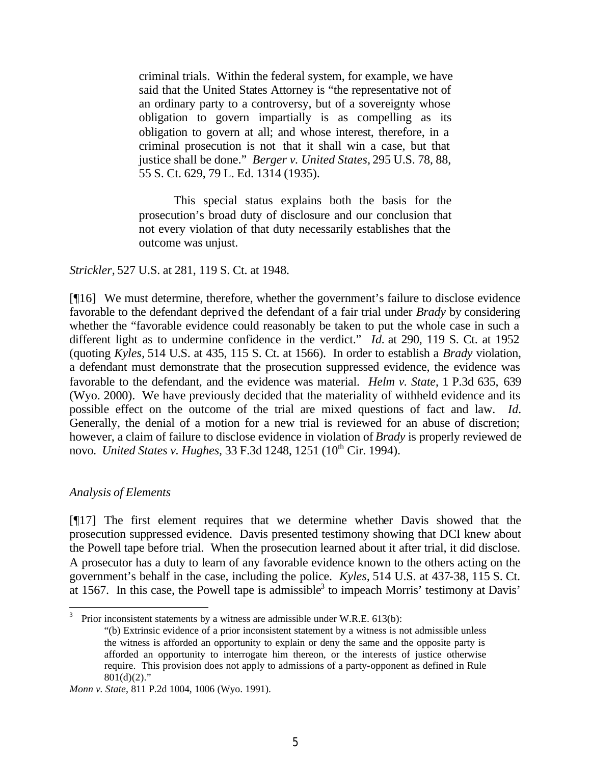> criminal trials. Within the federal system, for example, we have said that the United States Attorney is "the representative not of an ordinary party to a controversy, but of a sovereignty whose obligation to govern impartially is as compelling as its obligation to govern at all; and whose interest, therefore, in a criminal prosecution is not that it shall win a case, but that justice shall be done." *Berger v. United States,* 295 U.S. 78, 88, 55 S. Ct. 629, 79 L. Ed. 1314 (1935).
>
> This special status explains both the basis for the prosecution's broad duty of disclosure and our conclusion that not every violation of that duty necessarily establishes that the outcome was unjust.

*Strickler,* 527 U.S. at 281, 119 S. Ct. at 1948.

[¶16] We must determine, therefore, whether the government's failure to disclose evidence favorable to the defendant deprived the defendant of a fair trial under *Brady* by considering whether the "favorable evidence could reasonably be taken to put the whole case in such a different light as to undermine confidence in the verdict." *Id.* at 290, 119 S. Ct. at 1952 (quoting *Kyles,* 514 U.S. at 435, 115 S. Ct. at 1566). In order to establish a *Brady* violation, a defendant must demonstrate that the prosecution suppressed evidence, the evidence was favorable to the defendant, and the evidence was material. *Helm v. State*, 1 P.3d 635, 639 (Wyo. 2000). We have previously decided that the materiality of withheld evidence and its possible effect on the outcome of the trial are mixed questions of fact and law. *Id.* Generally, the denial of a motion for a new trial is reviewed for an abuse of discretion; however, a claim of failure to disclose evidence in violation of *Brady* is properly reviewed de novo. *United States v. Hughes,* 33 F.3d 1248, 1251 (10th Cir. 1994).

*Analysis of Elements*

[¶17] The first element requires that we determine whether Davis showed that the prosecution suppressed evidence. Davis presented testimony showing that DCI knew about the Powell tape before trial. When the prosecution learned about it after trial, it did disclose. A prosecutor has a duty to learn of any favorable evidence known to the others acting on the government's behalf in the case, including the police. *Kyles,* 514 U.S. at 437-38, 115 S. Ct. at 1567. In this case, the Powell tape is admissible[3] to impeach Morris' testimony at Davis'

---

[3] Prior inconsistent statements by a witness are admissible under W.R.E. 613(b):

> "(b) Extrinsic evidence of a prior inconsistent statement by a witness is not admissible unless the witness is afforded an opportunity to explain or deny the same and the opposite party is afforded an opportunity to interrogate him thereon, or the interests of justice otherwise require. This provision does not apply to admissions of a party-opponent as defined in Rule 801(d)(2)."

*Monn v. State*, 811 P.2d 1004, 1006 (Wyo. 1991).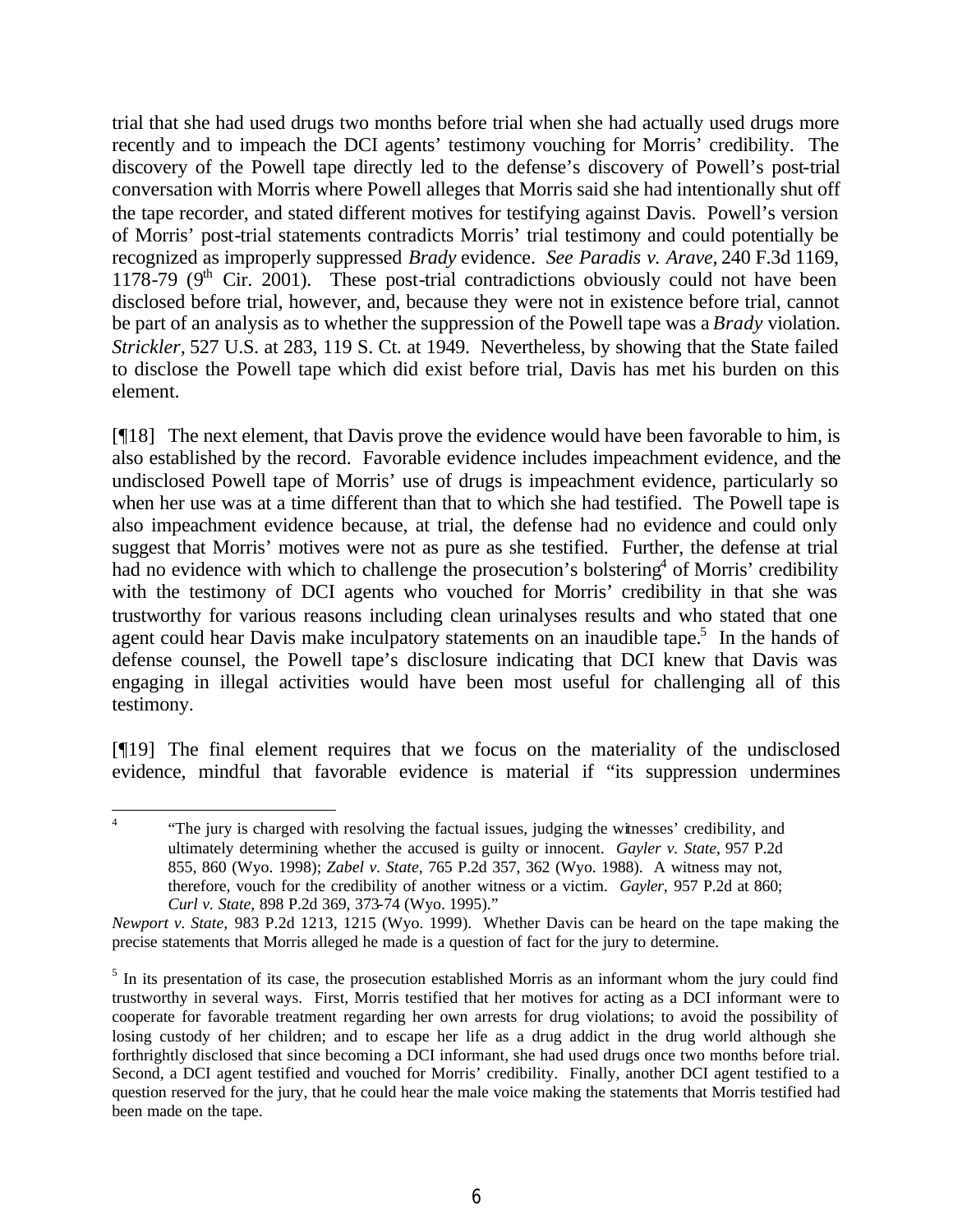trial that she had used drugs two months before trial when she had actually used drugs more recently and to impeach the DCI agents' testimony vouching for Morris' credibility. The discovery of the Powell tape directly led to the defense's discovery of Powell's post-trial conversation with Morris where Powell alleges that Morris said she had intentionally shut off the tape recorder, and stated different motives for testifying against Davis. Powell's version of Morris' post-trial statements contradicts Morris' trial testimony and could potentially be recognized as improperly suppressed *Brady* evidence. *See Paradis v. Arave*, 240 F.3d 1169, 1178-79 (9th Cir. 2001). These post-trial contradictions obviously could not have been disclosed before trial, however, and, because they were not in existence before trial, cannot be part of an analysis as to whether the suppression of the Powell tape was a *Brady* violation. *Strickler*, 527 U.S. at 283, 119 S. Ct. at 1949. Nevertheless, by showing that the State failed to disclose the Powell tape which did exist before trial, Davis has met his burden on this element.

[¶18] The next element, that Davis prove the evidence would have been favorable to him, is also established by the record. Favorable evidence includes impeachment evidence, and the undisclosed Powell tape of Morris' use of drugs is impeachment evidence, particularly so when her use was at a time different than that to which she had testified. The Powell tape is also impeachment evidence because, at trial, the defense had no evidence and could only suggest that Morris' motives were not as pure as she testified. Further, the defense at trial had no evidence with which to challenge the prosecution's bolstering[4] of Morris' credibility with the testimony of DCI agents who vouched for Morris' credibility in that she was trustworthy for various reasons including clean urinalyses results and who stated that one agent could hear Davis make inculpatory statements on an inaudible tape.[5] In the hands of defense counsel, the Powell tape's disclosure indicating that DCI knew that Davis was engaging in illegal activities would have been most useful for challenging all of this testimony.

[¶19] The final element requires that we focus on the materiality of the undisclosed evidence, mindful that favorable evidence is material if "its suppression undermines

---

[4] "The jury is charged with resolving the factual issues, judging the witnesses' credibility, and ultimately determining whether the accused is guilty or innocent. *Gayler v. State*, 957 P.2d 855, 860 (Wyo. 1998); *Zabel v. State*, 765 P.2d 357, 362 (Wyo. 1988). A witness may not, therefore, vouch for the credibility of another witness or a victim. *Gayler,* 957 P.2d at 860; *Curl v. State*, 898 P.2d 369, 373-74 (Wyo. 1995)."

*Newport v. State*, 983 P.2d 1213, 1215 (Wyo. 1999). Whether Davis can be heard on the tape making the precise statements that Morris alleged he made is a question of fact for the jury to determine.

[5] In its presentation of its case, the prosecution established Morris as an informant whom the jury could find trustworthy in several ways. First, Morris testified that her motives for acting as a DCI informant were to cooperate for favorable treatment regarding her own arrests for drug violations; to avoid the possibility of losing custody of her children; and to escape her life as a drug addict in the drug world although she forthrightly disclosed that since becoming a DCI informant, she had used drugs once two months before trial. Second, a DCI agent testified and vouched for Morris' credibility. Finally, another DCI agent testified to a question reserved for the jury, that he could hear the male voice making the statements that Morris testified had been made on the tape.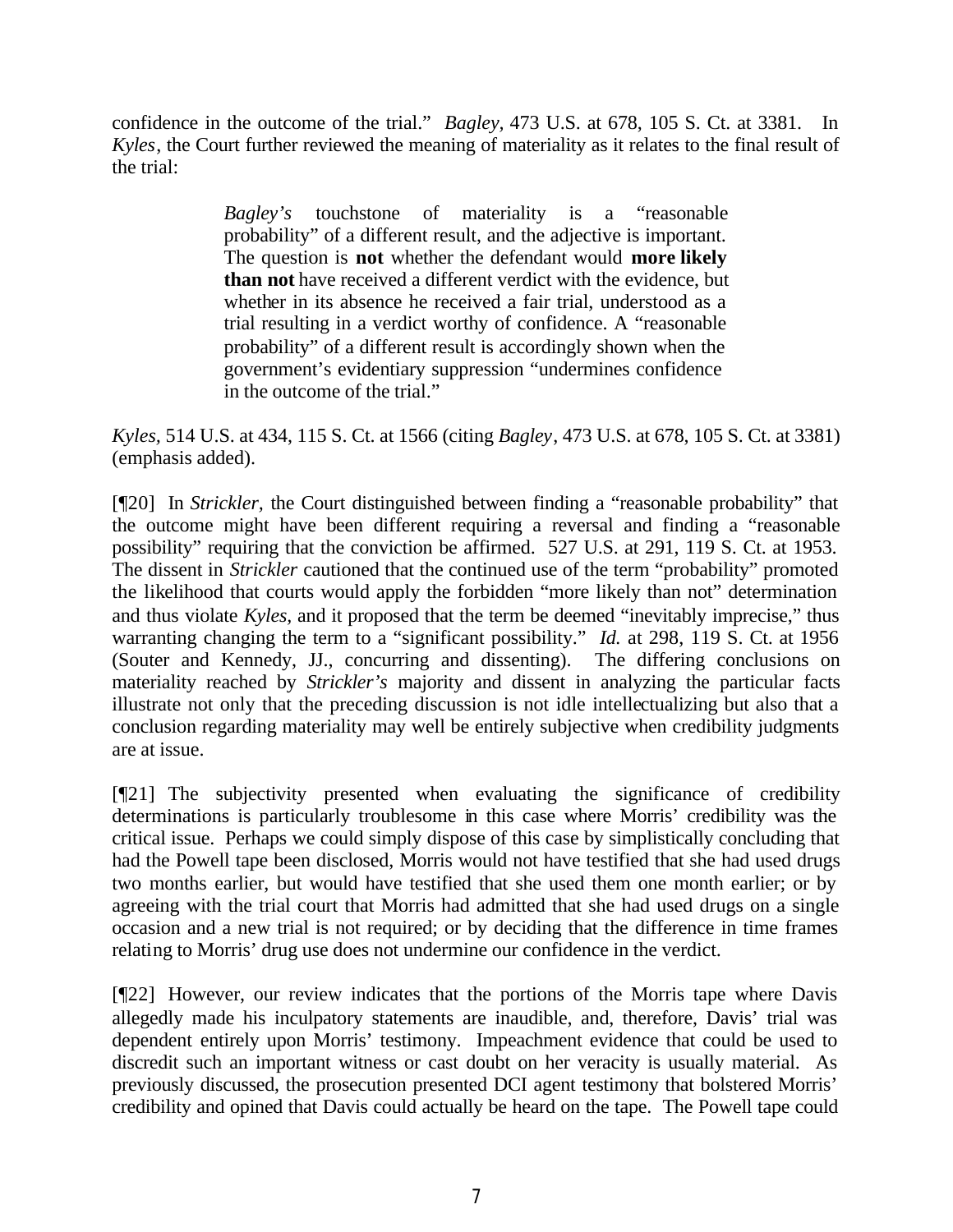confidence in the outcome of the trial." *Bagley,* 473 U.S. at 678, 105 S. Ct. at 3381. In *Kyles*, the Court further reviewed the meaning of materiality as it relates to the final result of the trial:

> *Bagley's* touchstone of materiality is a "reasonable probability" of a different result, and the adjective is important. The question is **not** whether the defendant would **more likely than not** have received a different verdict with the evidence, but whether in its absence he received a fair trial, understood as a trial resulting in a verdict worthy of confidence. A "reasonable probability" of a different result is accordingly shown when the government's evidentiary suppression "undermines confidence in the outcome of the trial."

*Kyles*, 514 U.S. at 434, 115 S. Ct. at 1566 (citing *Bagley*, 473 U.S. at 678, 105 S. Ct. at 3381) (emphasis added).

[¶20] In *Strickler,* the Court distinguished between finding a "reasonable probability" that the outcome might have been different requiring a reversal and finding a "reasonable possibility" requiring that the conviction be affirmed. 527 U.S. at 291, 119 S. Ct. at 1953. The dissent in *Strickler* cautioned that the continued use of the term "probability" promoted the likelihood that courts would apply the forbidden "more likely than not" determination and thus violate *Kyles,* and it proposed that the term be deemed "inevitably imprecise," thus warranting changing the term to a "significant possibility." *Id.* at 298, 119 S. Ct. at 1956 (Souter and Kennedy, JJ., concurring and dissenting). The differing conclusions on materiality reached by *Strickler's* majority and dissent in analyzing the particular facts illustrate not only that the preceding discussion is not idle intellectualizing but also that a conclusion regarding materiality may well be entirely subjective when credibility judgments are at issue.

[¶21] The subjectivity presented when evaluating the significance of credibility determinations is particularly troublesome in this case where Morris' credibility was the critical issue. Perhaps we could simply dispose of this case by simplistically concluding that had the Powell tape been disclosed, Morris would not have testified that she had used drugs two months earlier, but would have testified that she used them one month earlier; or by agreeing with the trial court that Morris had admitted that she had used drugs on a single occasion and a new trial is not required; or by deciding that the difference in time frames relating to Morris' drug use does not undermine our confidence in the verdict.

[¶22] However, our review indicates that the portions of the Morris tape where Davis allegedly made his inculpatory statements are inaudible, and, therefore, Davis' trial was dependent entirely upon Morris' testimony. Impeachment evidence that could be used to discredit such an important witness or cast doubt on her veracity is usually material. As previously discussed, the prosecution presented DCI agent testimony that bolstered Morris' credibility and opined that Davis could actually be heard on the tape. The Powell tape could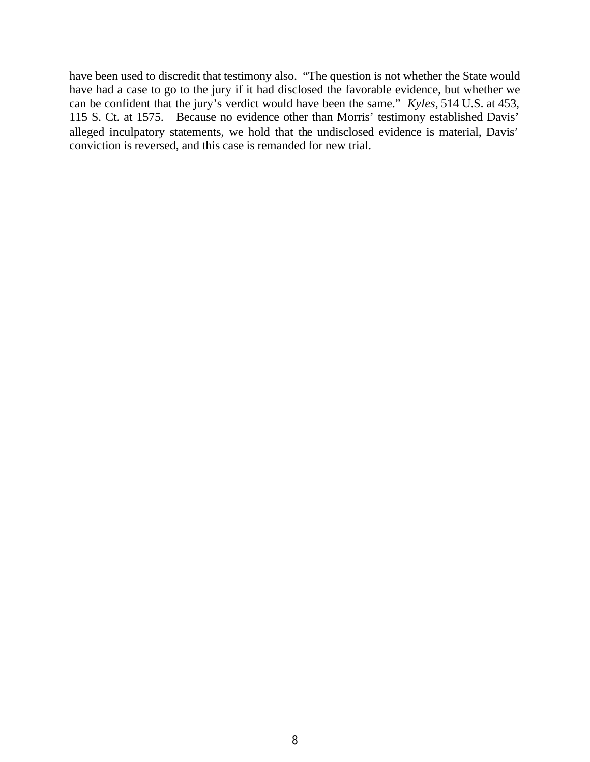have been used to discredit that testimony also. "The question is not whether the State would have had a case to go to the jury if it had disclosed the favorable evidence, but whether we can be confident that the jury's verdict would have been the same." *Kyles,* 514 U.S. at 453, 115 S. Ct. at 1575. Because no evidence other than Morris' testimony established Davis' alleged inculpatory statements, we hold that the undisclosed evidence is material, Davis' conviction is reversed, and this case is remanded for new trial.